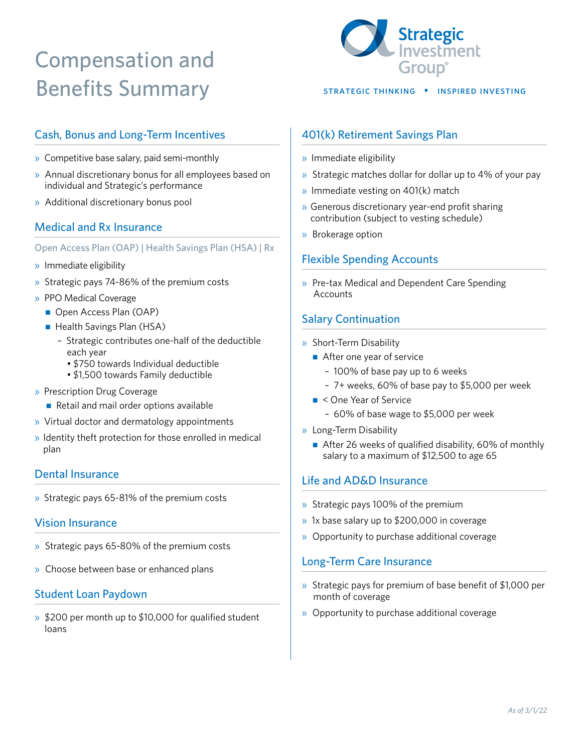# Compensation and Benefits Summary

Strategic Investment Group®

STRATEGIC THINKING • INSPIRED INVESTING

## Cash, Bonus and Long-Term Incentives

- Competitive base salary, paid semi-monthly
- Annual discretionary bonus for all employees based on individual and Strategic's performance
- Additional discretionary bonus pool

## Medical and Rx Insurance

Open Access Plan (OAP) | Health Savings Plan (HSA) | Rx

- Immediate eligibility
- Strategic pays 74-86% of the premium costs
- PPO Medical Coverage
  - Open Access Plan (OAP)
  - Health Savings Plan (HSA)
    - Strategic contributes one-half of the deductible each year
      - $750 towards Individual deductible
      - $1,500 towards Family deductible
- Prescription Drug Coverage
  - Retail and mail order options available
- Virtual doctor and dermatology appointments
- Identity theft protection for those enrolled in medical plan

## Dental Insurance

- Strategic pays 65-81% of the premium costs

## Vision Insurance

- Strategic pays 65-80% of the premium costs
- Choose between base or enhanced plans

## Student Loan Paydown

- $200 per month up to $10,000 for qualified student loans

## 401(k) Retirement Savings Plan

- Immediate eligibility
- Strategic matches dollar for dollar up to 4% of your pay
- Immediate vesting on 401(k) match
- Generous discretionary year-end profit sharing contribution (subject to vesting schedule)
- Brokerage option

## Flexible Spending Accounts

- Pre-tax Medical and Dependent Care Spending Accounts

## Salary Continuation

- Short-Term Disability
  - After one year of service
    - 100% of base pay up to 6 weeks
    - 7+ weeks, 60% of base pay to $5,000 per week
  - < One Year of Service
    - 60% of base wage to $5,000 per week
- Long-Term Disability
  - After 26 weeks of qualified disability, 60% of monthly salary to a maximum of $12,500 to age 65

## Life and AD&D Insurance

- Strategic pays 100% of the premium
- 1x base salary up to $200,000 in coverage
- Opportunity to purchase additional coverage

## Long-Term Care Insurance

- Strategic pays for premium of base benefit of $1,000 per month of coverage
- Opportunity to purchase additional coverage

*As of 3/1/22*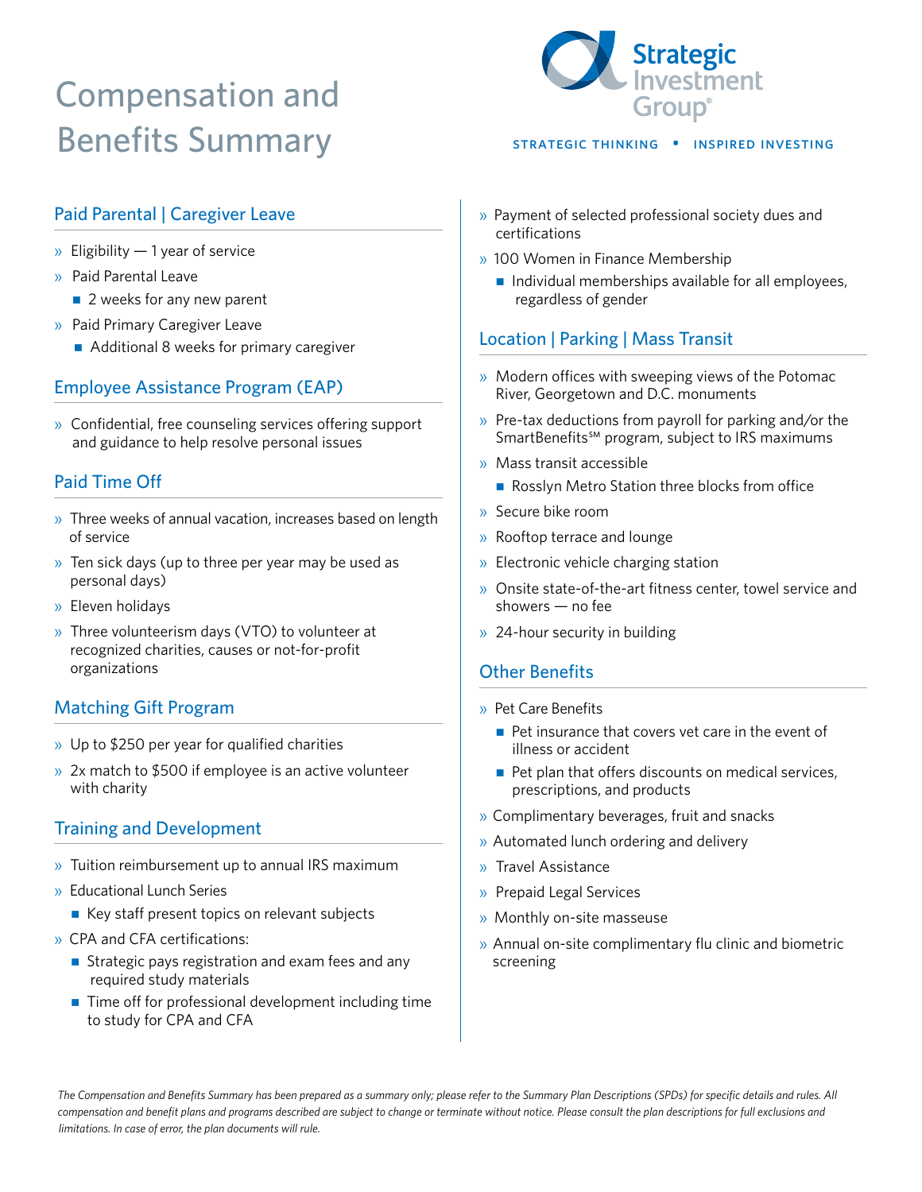# Compensation and Benefits Summary

Strategic Investment Group®

STRATEGIC THINKING • INSPIRED INVESTING

## Paid Parental | Caregiver Leave

- Eligibility — 1 year of service
- Paid Parental Leave
  - 2 weeks for any new parent
- Paid Primary Caregiver Leave
  - Additional 8 weeks for primary caregiver

## Employee Assistance Program (EAP)

- Confidential, free counseling services offering support and guidance to help resolve personal issues

## Paid Time Off

- Three weeks of annual vacation, increases based on length of service
- Ten sick days (up to three per year may be used as personal days)
- Eleven holidays
- Three volunteerism days (VTO) to volunteer at recognized charities, causes or not-for-profit organizations

## Matching Gift Program

- Up to $250 per year for qualified charities
- 2x match to $500 if employee is an active volunteer with charity

## Training and Development

- Tuition reimbursement up to annual IRS maximum
- Educational Lunch Series
  - Key staff present topics on relevant subjects
- CPA and CFA certifications:
  - Strategic pays registration and exam fees and any required study materials
  - Time off for professional development including time to study for CPA and CFA
- Payment of selected professional society dues and certifications
- 100 Women in Finance Membership
  - Individual memberships available for all employees, regardless of gender

## Location | Parking | Mass Transit

- Modern offices with sweeping views of the Potomac River, Georgetown and D.C. monuments
- Pre-tax deductions from payroll for parking and/or the SmartBenefits℠ program, subject to IRS maximums
- Mass transit accessible
  - Rosslyn Metro Station three blocks from office
- Secure bike room
- Rooftop terrace and lounge
- Electronic vehicle charging station
- Onsite state-of-the-art fitness center, towel service and showers — no fee
- 24-hour security in building

## Other Benefits

- Pet Care Benefits
  - Pet insurance that covers vet care in the event of illness or accident
  - Pet plan that offers discounts on medical services, prescriptions, and products
- Complimentary beverages, fruit and snacks
- Automated lunch ordering and delivery
- Travel Assistance
- Prepaid Legal Services
- Monthly on-site masseuse
- Annual on-site complimentary flu clinic and biometric screening

*The Compensation and Benefits Summary has been prepared as a summary only; please refer to the Summary Plan Descriptions (SPDs) for specific details and rules. All compensation and benefit plans and programs described are subject to change or terminate without notice. Please consult the plan descriptions for full exclusions and limitations. In case of error, the plan documents will rule.*